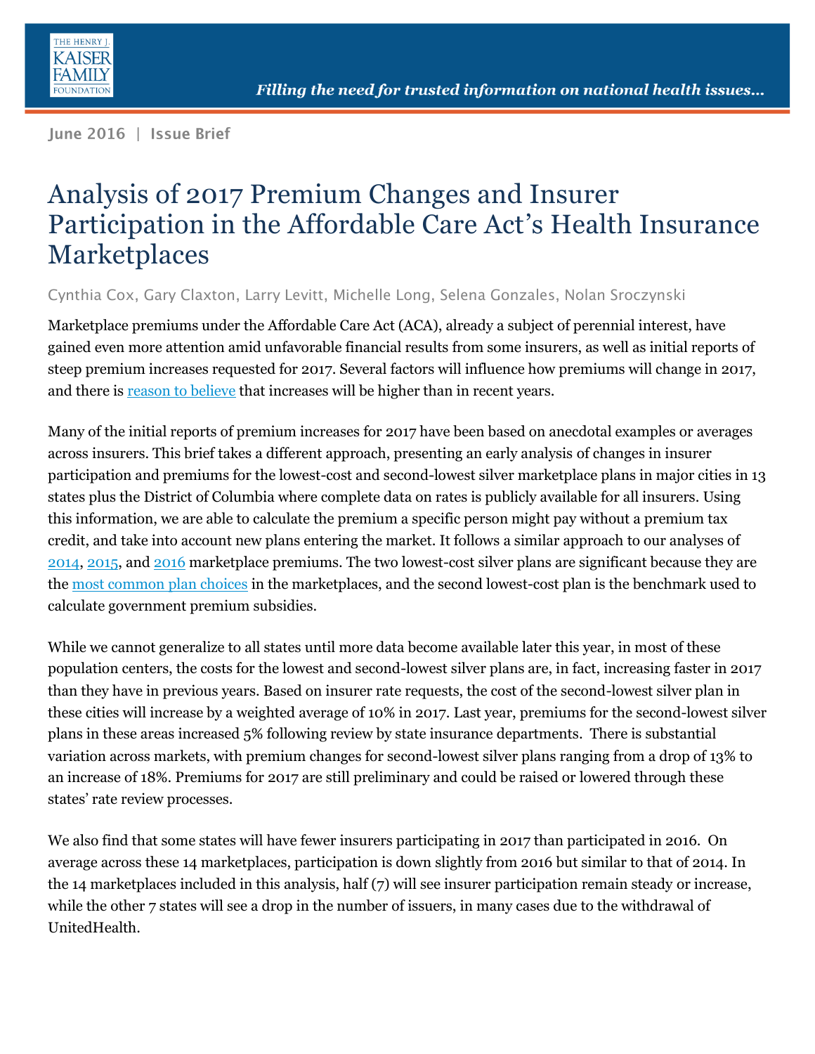June 2016 | Issue Brief

# Analysis of 2017 Premium Changes and Insurer Participation in the Affordable Care Act's Health Insurance Marketplaces

Cynthia Cox, Gary Claxton, Larry Levitt, Michelle Long, Selena Gonzales, Nolan Sroczynski

Marketplace premiums under the Affordable Care Act (ACA), already a subject of perennial interest, have gained even more attention amid unfavorable financial results from some insurers, as well as initial reports of steep premium increases requested for 2017. Several factors will influence how premiums will change in 2017, and there is reason to believe that increases will be higher than in recent years.

Many of the initial reports of premium increases for 2017 have been based on anecdotal examples or averages across insurers. This brief takes a different approach, presenting an early analysis of changes in insurer participation and premiums for the lowest-cost and second-lowest silver marketplace plans in major cities in 13 states plus the District of Columbia where complete data on rates is publicly available for all insurers. Using this information, we are able to calculate the premium a specific person might pay without a premium tax credit, and take into account new plans entering the market. It follows a similar approach to our analyses of 2014, 2015, and 2016 marketplace premiums. The two lowest-cost silver plans are significant because they are the most common plan choices in the marketplaces, and the second lowest-cost plan is the benchmark used to calculate government premium subsidies.

While we cannot generalize to all states until more data become available later this year, in most of these population centers, the costs for the lowest and second-lowest silver plans are, in fact, increasing faster in 2017 than they have in previous years. Based on insurer rate requests, the cost of the second-lowest silver plan in these cities will increase by a weighted average of 10% in 2017. Last year, premiums for the second-lowest silver plans in these areas increased 5% following review by state insurance departments. There is substantial variation across markets, with premium changes for second-lowest silver plans ranging from a drop of 13% to an increase of 18%. Premiums for 2017 are still preliminary and could be raised or lowered through these states' rate review processes.

We also find that some states will have fewer insurers participating in 2017 than participated in 2016. On average across these 14 marketplaces, participation is down slightly from 2016 but similar to that of 2014. In the 14 marketplaces included in this analysis, half (7) will see insurer participation remain steady or increase, while the other 7 states will see a drop in the number of issuers, in many cases due to the withdrawal of UnitedHealth.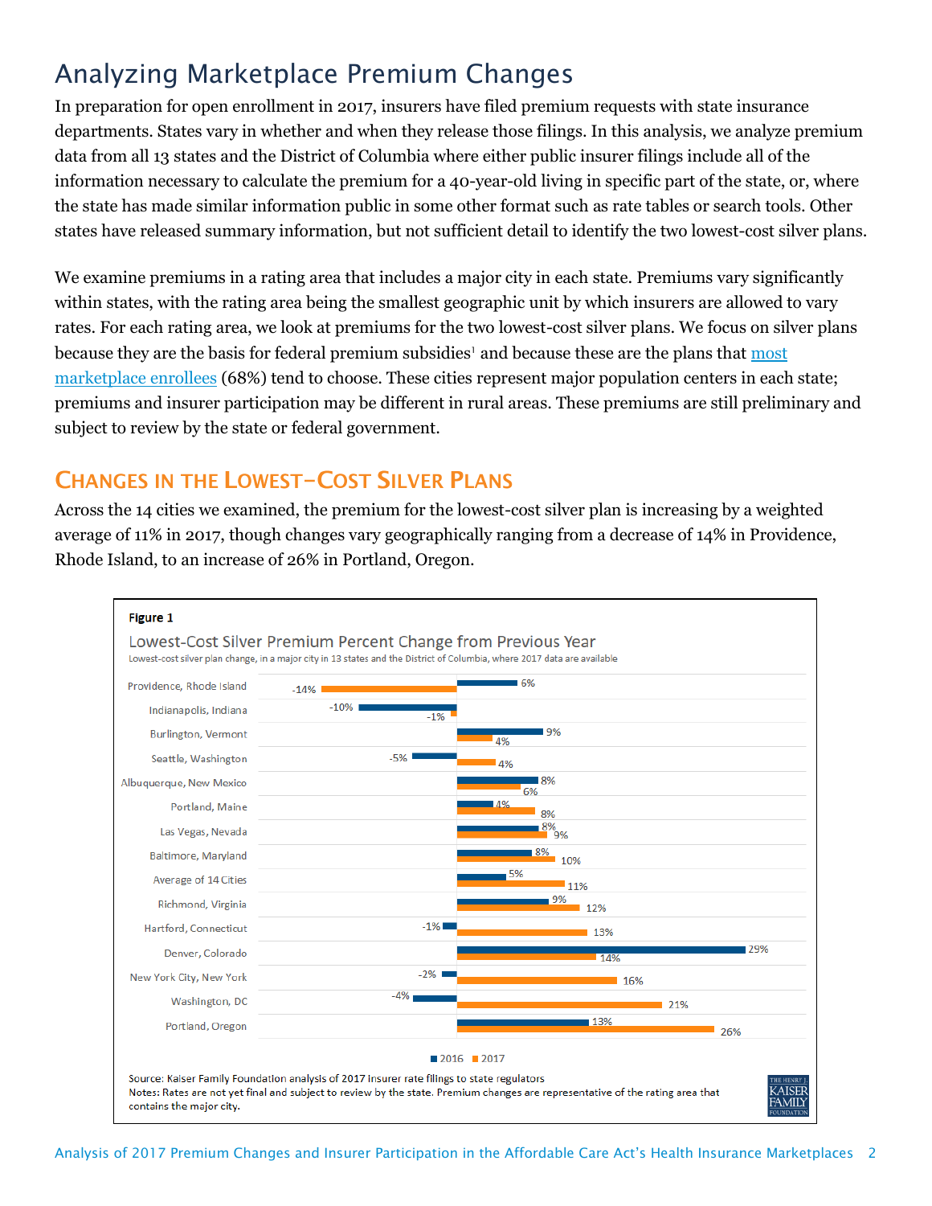# Analyzing Marketplace Premium Changes

In preparation for open enrollment in 2017, insurers have filed premium requests with state insurance departments. States vary in whether and when they release those filings. In this analysis, we analyze premium data from all 13 states and the District of Columbia where either public insurer filings include all of the information necessary to calculate the premium for a 40-year-old living in specific part of the state, or, where the state has made similar information public in some other format such as rate tables or search tools. Other states have released summary information, but not sufficient detail to identify the two lowest-cost silver plans.

We examine premiums in a rating area that includes a major city in each state. Premiums vary significantly within states, with the rating area being the smallest geographic unit by which insurers are allowed to vary rates. For each rating area, we look at premiums for the two lowest-cost silver plans. We focus on silver plans because they are the basis for federal premium subsidies[1] and because these are the plans that most marketplace enrollees (68%) tend to choose. These cities represent major population centers in each state; premiums and insurer participation may be different in rural areas. These premiums are still preliminary and subject to review by the state or federal government.

## Changes in the Lowest-Cost Silver Plans

Across the 14 cities we examined, the premium for the lowest-cost silver plan is increasing by a weighted average of 11% in 2017, though changes vary geographically ranging from a decrease of 14% in Providence, Rhode Island, to an increase of 26% in Portland, Oregon.

**Figure 1**

**Lowest-Cost Silver Premium Percent Change from Previous Year**

Lowest-cost silver plan change, in a major city in 13 states and the District of Columbia, where 2017 data are available

| City | 2016 | 2017 |
|---|---|---|
| Providence, Rhode Island | 6% | -14% |
| Indianapolis, Indiana | -10% | -1% |
| Burlington, Vermont | 9% | 4% |
| Seattle, Washington | -5% | 4% |
| Albuquerque, New Mexico | 8% | 6% |
| Portland, Maine | 4% | 8% |
| Las Vegas, Nevada | 8% | 9% |
| Baltimore, Maryland | 8% | 10% |
| Average of 14 Cities | 5% | 11% |
| Richmond, Virginia | 9% | 12% |
| Hartford, Connecticut | -1% | 13% |
| Denver, Colorado | 29% | 14% |
| New York City, New York | -2% | 16% |
| Washington, DC | -4% | 21% |
| Portland, Oregon | 13% | 26% |

Source: Kaiser Family Foundation analysis of 2017 insurer rate filings to state regulators

Notes: Rates are not yet final and subject to review by the state. Premium changes are representative of the rating area that contains the major city.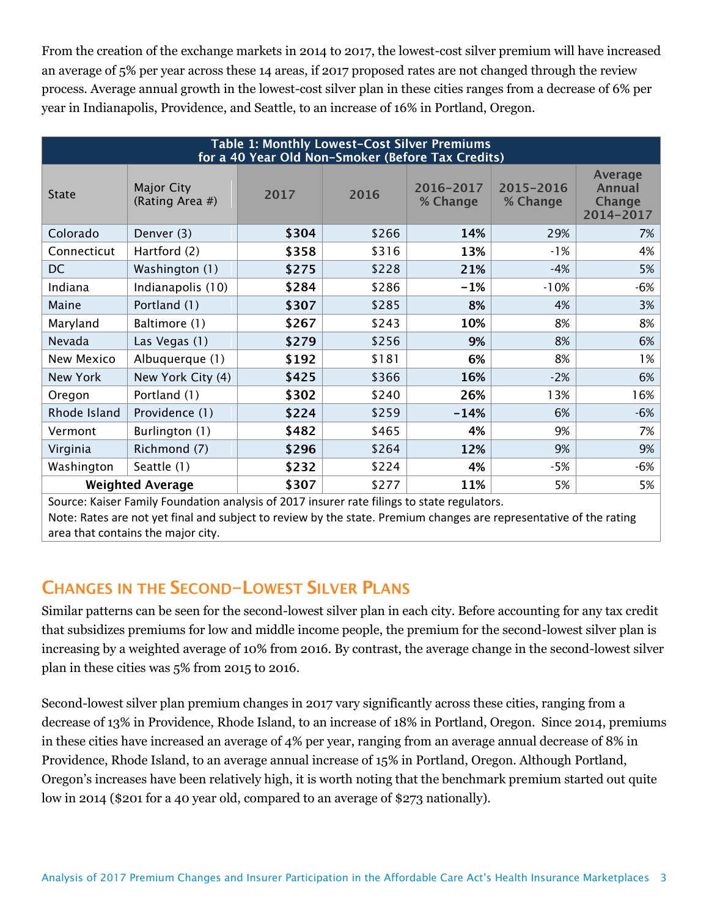From the creation of the exchange markets in 2014 to 2017, the lowest-cost silver premium will have increased an average of 5% per year across these 14 areas, if 2017 proposed rates are not changed through the review process. Average annual growth in the lowest-cost silver plan in these cities ranges from a decrease of 6% per year in Indianapolis, Providence, and Seattle, to an increase of 16% in Portland, Oregon.

**Table 1: Monthly Lowest-Cost Silver Premiums for a 40 Year Old Non-Smoker (Before Tax Credits)**

| State | Major City (Rating Area #) | 2017 | 2016 | 2016-2017 % Change | 2015-2016 % Change | Average Annual Change 2014-2017 |
|---|---|---|---|---|---|---|
| Colorado | Denver (3) | **$304** | $266 | **14%** | 29% | 7% |
| Connecticut | Hartford (2) | **$358** | $316 | **13%** | -1% | 4% |
| DC | Washington (1) | **$275** | $228 | **21%** | -4% | 5% |
| Indiana | Indianapolis (10) | **$284** | $286 | **-1%** | -10% | -6% |
| Maine | Portland (1) | **$307** | $285 | **8%** | 4% | 3% |
| Maryland | Baltimore (1) | **$267** | $243 | **10%** | 8% | 8% |
| Nevada | Las Vegas (1) | **$279** | $256 | **9%** | 8% | 6% |
| New Mexico | Albuquerque (1) | **$192** | $181 | **6%** | 8% | 1% |
| New York | New York City (4) | **$425** | $366 | **16%** | -2% | 6% |
| Oregon | Portland (1) | **$302** | $240 | **26%** | 13% | 16% |
| Rhode Island | Providence (1) | **$224** | $259 | **-14%** | 6% | -6% |
| Vermont | Burlington (1) | **$482** | $465 | **4%** | 9% | 7% |
| Virginia | Richmond (7) | **$296** | $264 | **12%** | 9% | 9% |
| Washington | Seattle (1) | **$232** | $224 | **4%** | -5% | -6% |
| **Weighted Average** | | **$307** | $277 | **11%** | 5% | 5% |

Source: Kaiser Family Foundation analysis of 2017 insurer rate filings to state regulators.
Note: Rates are not yet final and subject to review by the state. Premium changes are representative of the rating area that contains the major city.

## Changes in the Second-Lowest Silver Plans

Similar patterns can be seen for the second-lowest silver plan in each city. Before accounting for any tax credit that subsidizes premiums for low and middle income people, the premium for the second-lowest silver plan is increasing by a weighted average of 10% from 2016. By contrast, the average change in the second-lowest silver plan in these cities was 5% from 2015 to 2016.

Second-lowest silver plan premium changes in 2017 vary significantly across these cities, ranging from a decrease of 13% in Providence, Rhode Island, to an increase of 18% in Portland, Oregon. Since 2014, premiums in these cities have increased an average of 4% per year, ranging from an average annual decrease of 8% in Providence, Rhode Island, to an average annual increase of 15% in Portland, Oregon. Although Portland, Oregon's increases have been relatively high, it is worth noting that the benchmark premium started out quite low in 2014 ($201 for a 40 year old, compared to an average of $273 nationally).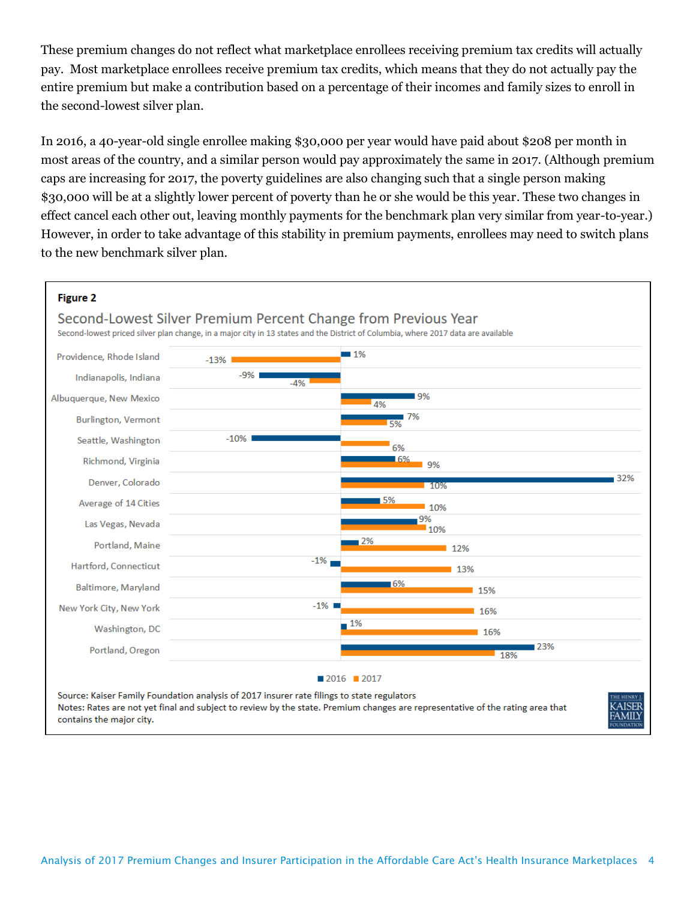These premium changes do not reflect what marketplace enrollees receiving premium tax credits will actually pay. Most marketplace enrollees receive premium tax credits, which means that they do not actually pay the entire premium but make a contribution based on a percentage of their incomes and family sizes to enroll in the second-lowest silver plan.

In 2016, a 40-year-old single enrollee making $30,000 per year would have paid about $208 per month in most areas of the country, and a similar person would pay approximately the same in 2017. (Although premium caps are increasing for 2017, the poverty guidelines are also changing such that a single person making $30,000 will be at a slightly lower percent of poverty than he or she would be this year. These two changes in effect cancel each other out, leaving monthly payments for the benchmark plan very similar from year-to-year.) However, in order to take advantage of this stability in premium payments, enrollees may need to switch plans to the new benchmark silver plan.

**Figure 2**

**Second-Lowest Silver Premium Percent Change from Previous Year**

Second-lowest priced silver plan change, in a major city in 13 states and the District of Columbia, where 2017 data are available

| City | 2016 | 2017 |
|---|---|---|
| Providence, Rhode Island | 1% | -13% |
| Indianapolis, Indiana | -9% | -4% |
| Albuquerque, New Mexico | 9% | 4% |
| Burlington, Vermont | 7% | 5% |
| Seattle, Washington | -10% | 6% |
| Richmond, Virginia | 6% | 9% |
| Denver, Colorado | 32% | 10% |
| Average of 14 Cities | 5% | 10% |
| Las Vegas, Nevada | 9% | 10% |
| Portland, Maine | 2% | 12% |
| Hartford, Connecticut | -1% | 13% |
| Baltimore, Maryland | 6% | 15% |
| New York City, New York | -1% | 16% |
| Washington, DC | 1% | 16% |
| Portland, Oregon | 23% | 18% |

Source: Kaiser Family Foundation analysis of 2017 insurer rate filings to state regulators

Notes: Rates are not yet final and subject to review by the state. Premium changes are representative of the rating area that contains the major city.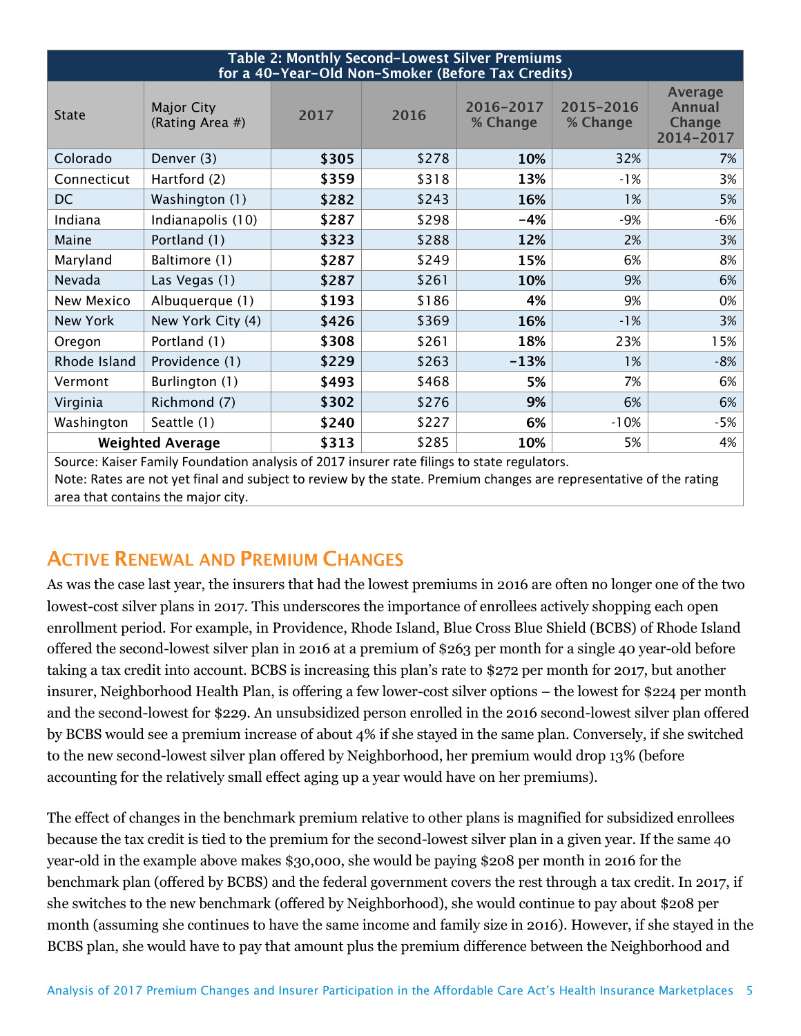| Table 2: Monthly Second-Lowest Silver Premiums for a 40-Year-Old Non-Smoker (Before Tax Credits) | | | | | | |
|---|---|---|---|---|---|---|
| State | Major City (Rating Area #) | 2017 | 2016 | 2016-2017 % Change | 2015-2016 % Change | Average Annual Change 2014-2017 |
| Colorado | Denver (3) | **$305** | $278 | **10%** | 32% | 7% |
| Connecticut | Hartford (2) | **$359** | $318 | **13%** | -1% | 3% |
| DC | Washington (1) | **$282** | $243 | **16%** | 1% | 5% |
| Indiana | Indianapolis (10) | **$287** | $298 | **-4%** | -9% | -6% |
| Maine | Portland (1) | **$323** | $288 | **12%** | 2% | 3% |
| Maryland | Baltimore (1) | **$287** | $249 | **15%** | 6% | 8% |
| Nevada | Las Vegas (1) | **$287** | $261 | **10%** | 9% | 6% |
| New Mexico | Albuquerque (1) | **$193** | $186 | **4%** | 9% | 0% |
| New York | New York City (4) | **$426** | $369 | **16%** | -1% | 3% |
| Oregon | Portland (1) | **$308** | $261 | **18%** | 23% | 15% |
| Rhode Island | Providence (1) | **$229** | $263 | **-13%** | 1% | -8% |
| Vermont | Burlington (1) | **$493** | $468 | **5%** | 7% | 6% |
| Virginia | Richmond (7) | **$302** | $276 | **9%** | 6% | 6% |
| Washington | Seattle (1) | **$240** | $227 | **6%** | -10% | -5% |
| **Weighted Average** | | **$313** | $285 | **10%** | 5% | 4% |

Source: Kaiser Family Foundation analysis of 2017 insurer rate filings to state regulators.
Note: Rates are not yet final and subject to review by the state. Premium changes are representative of the rating area that contains the major city.

## Active Renewal and Premium Changes

As was the case last year, the insurers that had the lowest premiums in 2016 are often no longer one of the two lowest-cost silver plans in 2017. This underscores the importance of enrollees actively shopping each open enrollment period. For example, in Providence, Rhode Island, Blue Cross Blue Shield (BCBS) of Rhode Island offered the second-lowest silver plan in 2016 at a premium of $263 per month for a single 40 year-old before taking a tax credit into account. BCBS is increasing this plan's rate to $272 per month for 2017, but another insurer, Neighborhood Health Plan, is offering a few lower-cost silver options – the lowest for $224 per month and the second-lowest for $229. An unsubsidized person enrolled in the 2016 second-lowest silver plan offered by BCBS would see a premium increase of about 4% if she stayed in the same plan. Conversely, if she switched to the new second-lowest silver plan offered by Neighborhood, her premium would drop 13% (before accounting for the relatively small effect aging up a year would have on her premiums).

The effect of changes in the benchmark premium relative to other plans is magnified for subsidized enrollees because the tax credit is tied to the premium for the second-lowest silver plan in a given year. If the same 40 year-old in the example above makes $30,000, she would be paying $208 per month in 2016 for the benchmark plan (offered by BCBS) and the federal government covers the rest through a tax credit. In 2017, if she switches to the new benchmark (offered by Neighborhood), she would continue to pay about $208 per month (assuming she continues to have the same income and family size in 2016). However, if she stayed in the BCBS plan, she would have to pay that amount plus the premium difference between the Neighborhood and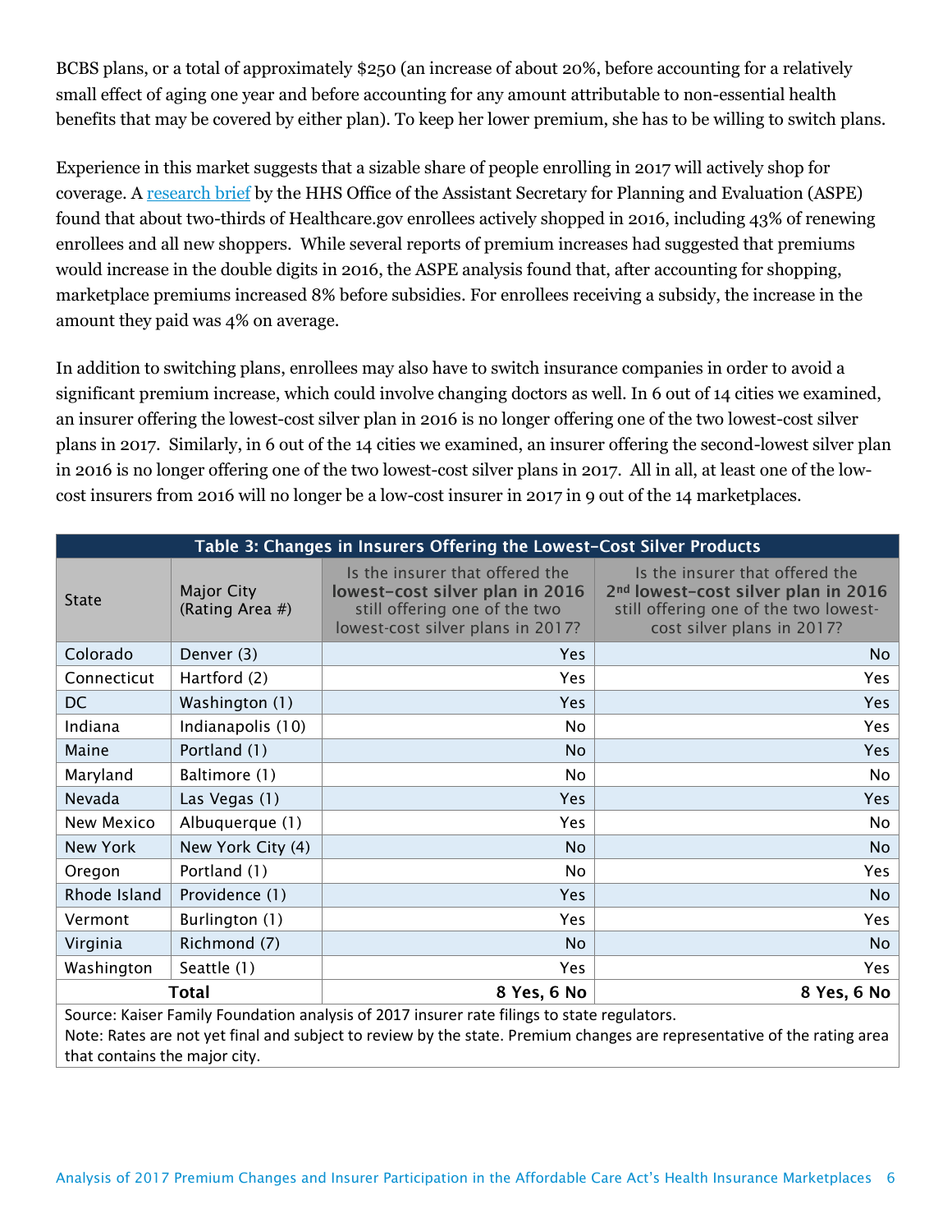BCBS plans, or a total of approximately $250 (an increase of about 20%, before accounting for a relatively small effect of aging one year and before accounting for any amount attributable to non-essential health benefits that may be covered by either plan). To keep her lower premium, she has to be willing to switch plans.

Experience in this market suggests that a sizable share of people enrolling in 2017 will actively shop for coverage. A research brief by the HHS Office of the Assistant Secretary for Planning and Evaluation (ASPE) found that about two-thirds of Healthcare.gov enrollees actively shopped in 2016, including 43% of renewing enrollees and all new shoppers. While several reports of premium increases had suggested that premiums would increase in the double digits in 2016, the ASPE analysis found that, after accounting for shopping, marketplace premiums increased 8% before subsidies. For enrollees receiving a subsidy, the increase in the amount they paid was 4% on average.

In addition to switching plans, enrollees may also have to switch insurance companies in order to avoid a significant premium increase, which could involve changing doctors as well. In 6 out of 14 cities we examined, an insurer offering the lowest-cost silver plan in 2016 is no longer offering one of the two lowest-cost silver plans in 2017. Similarly, in 6 out of the 14 cities we examined, an insurer offering the second-lowest silver plan in 2016 is no longer offering one of the two lowest-cost silver plans in 2017. All in all, at least one of the low-cost insurers from 2016 will no longer be a low-cost insurer in 2017 in 9 out of the 14 marketplaces.

**Table 3: Changes in Insurers Offering the Lowest-Cost Silver Products**

| State | Major City (Rating Area #) | Is the insurer that offered the **lowest-cost silver plan in 2016** still offering one of the two lowest-cost silver plans in 2017? | Is the insurer that offered the **2nd lowest-cost silver plan in 2016** still offering one of the two lowest-cost silver plans in 2017? |
|---|---|---|---|
| Colorado | Denver (3) | Yes | No |
| Connecticut | Hartford (2) | Yes | Yes |
| DC | Washington (1) | Yes | Yes |
| Indiana | Indianapolis (10) | No | Yes |
| Maine | Portland (1) | No | Yes |
| Maryland | Baltimore (1) | No | No |
| Nevada | Las Vegas (1) | Yes | Yes |
| New Mexico | Albuquerque (1) | Yes | No |
| New York | New York City (4) | No | No |
| Oregon | Portland (1) | No | Yes |
| Rhode Island | Providence (1) | Yes | No |
| Vermont | Burlington (1) | Yes | Yes |
| Virginia | Richmond (7) | No | No |
| Washington | Seattle (1) | Yes | Yes |
| **Total** | | **8 Yes, 6 No** | **8 Yes, 6 No** |

Source: Kaiser Family Foundation analysis of 2017 insurer rate filings to state regulators.
Note: Rates are not yet final and subject to review by the state. Premium changes are representative of the rating area that contains the major city.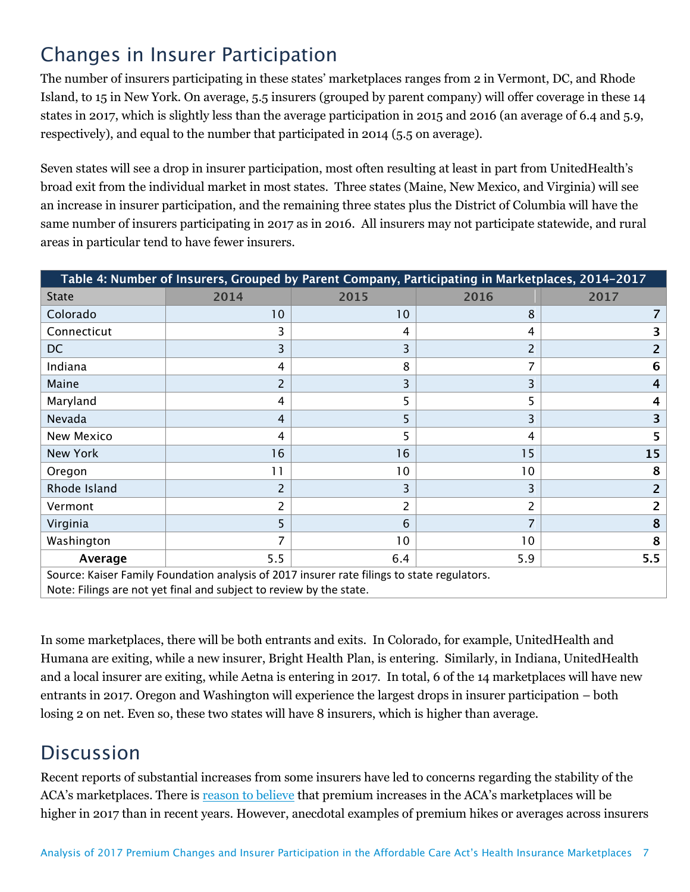## Changes in Insurer Participation

The number of insurers participating in these states' marketplaces ranges from 2 in Vermont, DC, and Rhode Island, to 15 in New York. On average, 5.5 insurers (grouped by parent company) will offer coverage in these 14 states in 2017, which is slightly less than the average participation in 2015 and 2016 (an average of 6.4 and 5.9, respectively), and equal to the number that participated in 2014 (5.5 on average).

Seven states will see a drop in insurer participation, most often resulting at least in part from UnitedHealth's broad exit from the individual market in most states. Three states (Maine, New Mexico, and Virginia) will see an increase in insurer participation, and the remaining three states plus the District of Columbia will have the same number of insurers participating in 2017 as in 2016. All insurers may not participate statewide, and rural areas in particular tend to have fewer insurers.

| Table 4: Number of Insurers, Grouped by Parent Company, Participating in Marketplaces, 2014-2017 | | | | |
|---|---|---|---|---|
| State | 2014 | 2015 | 2016 | 2017 |
| Colorado | 10 | 10 | 8 | **7** |
| Connecticut | 3 | 4 | 4 | **3** |
| DC | 3 | 3 | 2 | **2** |
| Indiana | 4 | 8 | 7 | **6** |
| Maine | 2 | 3 | 3 | **4** |
| Maryland | 4 | 5 | 5 | **4** |
| Nevada | 4 | 5 | 3 | **3** |
| New Mexico | 4 | 5 | 4 | **5** |
| New York | 16 | 16 | 15 | **15** |
| Oregon | 11 | 10 | 10 | **8** |
| Rhode Island | 2 | 3 | 3 | **2** |
| Vermont | 2 | 2 | 2 | **2** |
| Virginia | 5 | 6 | 7 | **8** |
| Washington | 7 | 10 | 10 | **8** |
| **Average** | 5.5 | 6.4 | 5.9 | **5.5** |

Source: Kaiser Family Foundation analysis of 2017 insurer rate filings to state regulators.
Note: Filings are not yet final and subject to review by the state.

In some marketplaces, there will be both entrants and exits. In Colorado, for example, UnitedHealth and Humana are exiting, while a new insurer, Bright Health Plan, is entering. Similarly, in Indiana, UnitedHealth and a local insurer are exiting, while Aetna is entering in 2017. In total, 6 of the 14 marketplaces will have new entrants in 2017. Oregon and Washington will experience the largest drops in insurer participation – both losing 2 on net. Even so, these two states will have 8 insurers, which is higher than average.

## Discussion

Recent reports of substantial increases from some insurers have led to concerns regarding the stability of the ACA's marketplaces. There is reason to believe that premium increases in the ACA's marketplaces will be higher in 2017 than in recent years. However, anecdotal examples of premium hikes or averages across insurers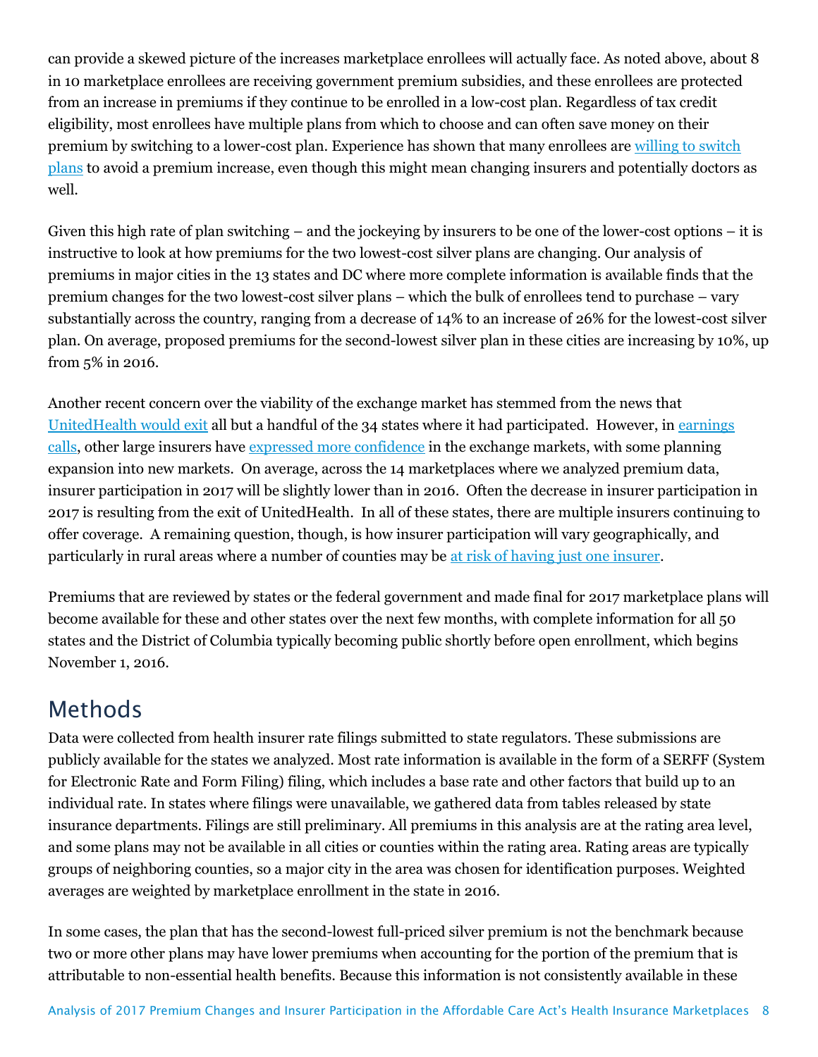can provide a skewed picture of the increases marketplace enrollees will actually face. As noted above, about 8 in 10 marketplace enrollees are receiving government premium subsidies, and these enrollees are protected from an increase in premiums if they continue to be enrolled in a low-cost plan. Regardless of tax credit eligibility, most enrollees have multiple plans from which to choose and can often save money on their premium by switching to a lower-cost plan. Experience has shown that many enrollees are willing to switch plans to avoid a premium increase, even though this might mean changing insurers and potentially doctors as well.

Given this high rate of plan switching – and the jockeying by insurers to be one of the lower-cost options – it is instructive to look at how premiums for the two lowest-cost silver plans are changing. Our analysis of premiums in major cities in the 13 states and DC where more complete information is available finds that the premium changes for the two lowest-cost silver plans – which the bulk of enrollees tend to purchase – vary substantially across the country, ranging from a decrease of 14% to an increase of 26% for the lowest-cost silver plan. On average, proposed premiums for the second-lowest silver plan in these cities are increasing by 10%, up from 5% in 2016.

Another recent concern over the viability of the exchange market has stemmed from the news that UnitedHealth would exit all but a handful of the 34 states where it had participated. However, in earnings calls, other large insurers have expressed more confidence in the exchange markets, with some planning expansion into new markets. On average, across the 14 marketplaces where we analyzed premium data, insurer participation in 2017 will be slightly lower than in 2016. Often the decrease in insurer participation in 2017 is resulting from the exit of UnitedHealth. In all of these states, there are multiple insurers continuing to offer coverage. A remaining question, though, is how insurer participation will vary geographically, and particularly in rural areas where a number of counties may be at risk of having just one insurer.

Premiums that are reviewed by states or the federal government and made final for 2017 marketplace plans will become available for these and other states over the next few months, with complete information for all 50 states and the District of Columbia typically becoming public shortly before open enrollment, which begins November 1, 2016.

## Methods

Data were collected from health insurer rate filings submitted to state regulators. These submissions are publicly available for the states we analyzed. Most rate information is available in the form of a SERFF (System for Electronic Rate and Form Filing) filing, which includes a base rate and other factors that build up to an individual rate. In states where filings were unavailable, we gathered data from tables released by state insurance departments. Filings are still preliminary. All premiums in this analysis are at the rating area level, and some plans may not be available in all cities or counties within the rating area. Rating areas are typically groups of neighboring counties, so a major city in the area was chosen for identification purposes. Weighted averages are weighted by marketplace enrollment in the state in 2016.

In some cases, the plan that has the second-lowest full-priced silver premium is not the benchmark because two or more other plans may have lower premiums when accounting for the portion of the premium that is attributable to non-essential health benefits. Because this information is not consistently available in these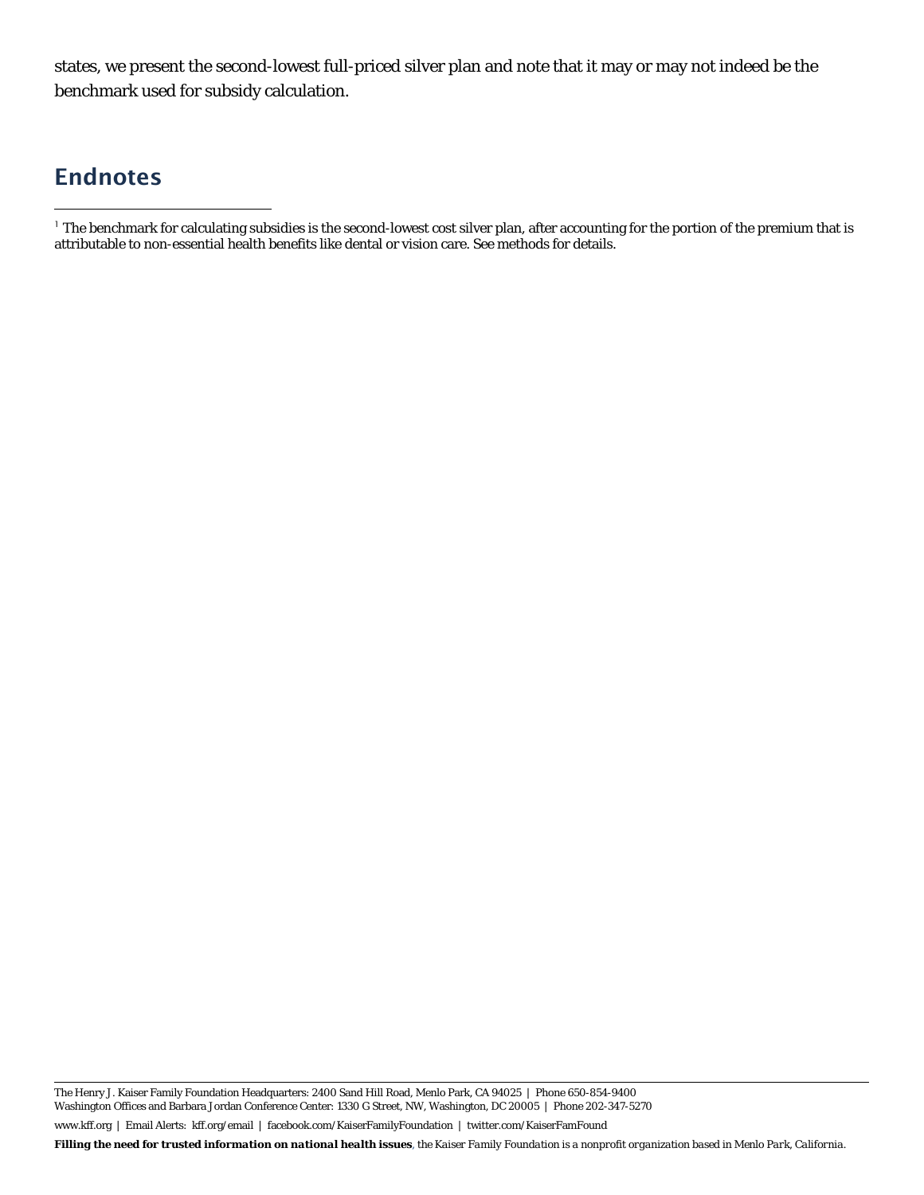states, we present the second-lowest full-priced silver plan and note that it may or may not indeed be the benchmark used for subsidy calculation.

## Endnotes

[1] The benchmark for calculating subsidies is the second-lowest cost silver plan, after accounting for the portion of the premium that is attributable to non-essential health benefits like dental or vision care. See methods for details.

The Henry J. Kaiser Family Foundation Headquarters: 2400 Sand Hill Road, Menlo Park, CA 94025 | Phone 650-854-9400
Washington Offices and Barbara Jordan Conference Center: 1330 G Street, NW, Washington, DC 20005 | Phone 202-347-5270

www.kff.org | Email Alerts: kff.org/email | facebook.com/KaiserFamilyFoundation | twitter.com/KaiserFamFound

***Filling the need for trusted information on national health issues**, the Kaiser Family Foundation is a nonprofit organization based in Menlo Park, California.*